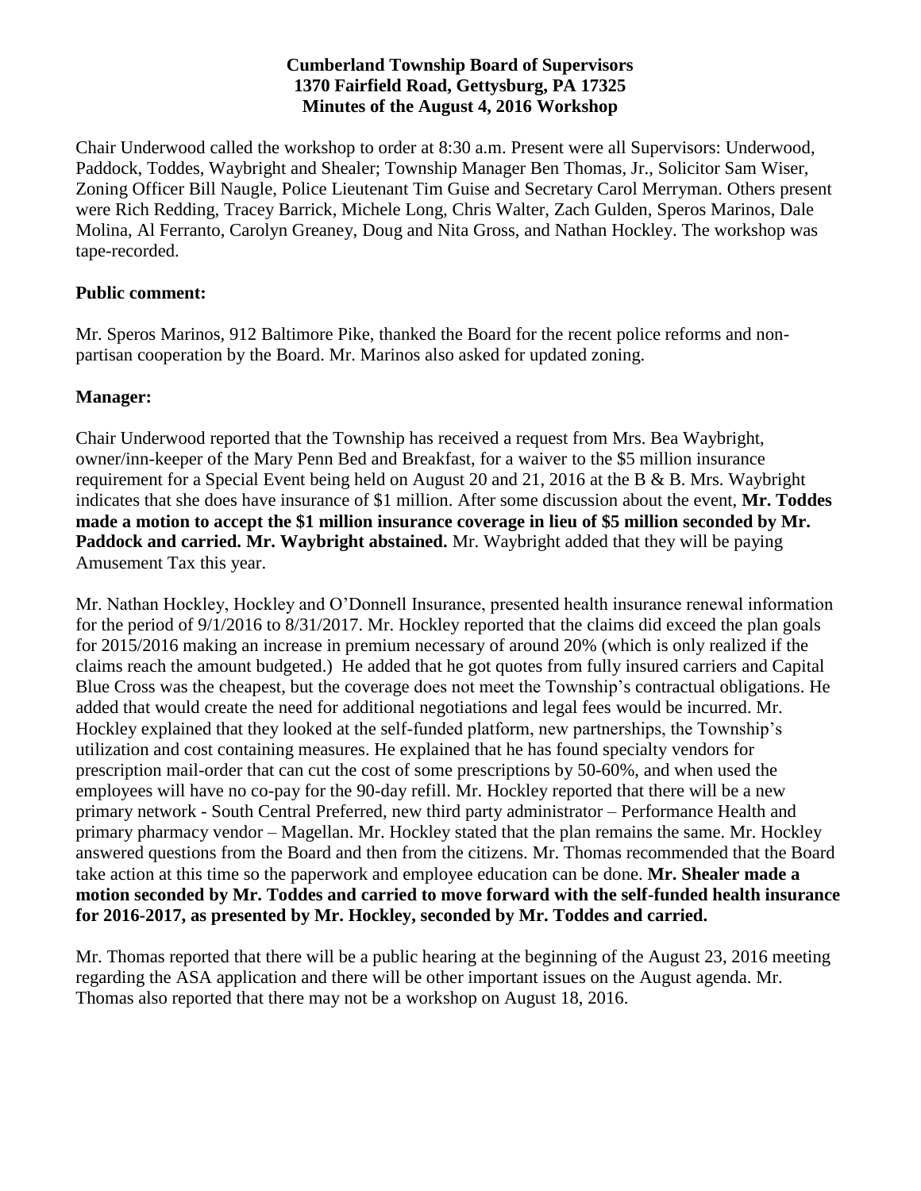**Cumberland Township Board of Supervisors**
**1370 Fairfield Road, Gettysburg, PA 17325**
**Minutes of the August 4, 2016 Workshop**

Chair Underwood called the workshop to order at 8:30 a.m. Present were all Supervisors: Underwood, Paddock, Toddes, Waybright and Shealer; Township Manager Ben Thomas, Jr., Solicitor Sam Wiser, Zoning Officer Bill Naugle, Police Lieutenant Tim Guise and Secretary Carol Merryman. Others present were Rich Redding, Tracey Barrick, Michele Long, Chris Walter, Zach Gulden, Speros Marinos, Dale Molina, Al Ferranto, Carolyn Greaney, Doug and Nita Gross, and Nathan Hockley. The workshop was tape-recorded.

**Public comment:**

Mr. Speros Marinos, 912 Baltimore Pike, thanked the Board for the recent police reforms and non-partisan cooperation by the Board. Mr. Marinos also asked for updated zoning.

**Manager:**

Chair Underwood reported that the Township has received a request from Mrs. Bea Waybright, owner/inn-keeper of the Mary Penn Bed and Breakfast, for a waiver to the $5 million insurance requirement for a Special Event being held on August 20 and 21, 2016 at the B & B. Mrs. Waybright indicates that she does have insurance of $1 million. After some discussion about the event, **Mr. Toddes made a motion to accept the $1 million insurance coverage in lieu of $5 million seconded by Mr. Paddock and carried. Mr. Waybright abstained.** Mr. Waybright added that they will be paying Amusement Tax this year.

Mr. Nathan Hockley, Hockley and O'Donnell Insurance, presented health insurance renewal information for the period of 9/1/2016 to 8/31/2017. Mr. Hockley reported that the claims did exceed the plan goals for 2015/2016 making an increase in premium necessary of around 20% (which is only realized if the claims reach the amount budgeted.) He added that he got quotes from fully insured carriers and Capital Blue Cross was the cheapest, but the coverage does not meet the Township's contractual obligations. He added that would create the need for additional negotiations and legal fees would be incurred. Mr. Hockley explained that they looked at the self-funded platform, new partnerships, the Township's utilization and cost containing measures. He explained that he has found specialty vendors for prescription mail-order that can cut the cost of some prescriptions by 50-60%, and when used the employees will have no co-pay for the 90-day refill. Mr. Hockley reported that there will be a new primary network - South Central Preferred, new third party administrator – Performance Health and primary pharmacy vendor – Magellan. Mr. Hockley stated that the plan remains the same. Mr. Hockley answered questions from the Board and then from the citizens. Mr. Thomas recommended that the Board take action at this time so the paperwork and employee education can be done. **Mr. Shealer made a motion seconded by Mr. Toddes and carried to move forward with the self-funded health insurance for 2016-2017, as presented by Mr. Hockley, seconded by Mr. Toddes and carried.**

Mr. Thomas reported that there will be a public hearing at the beginning of the August 23, 2016 meeting regarding the ASA application and there will be other important issues on the August agenda. Mr. Thomas also reported that there may not be a workshop on August 18, 2016.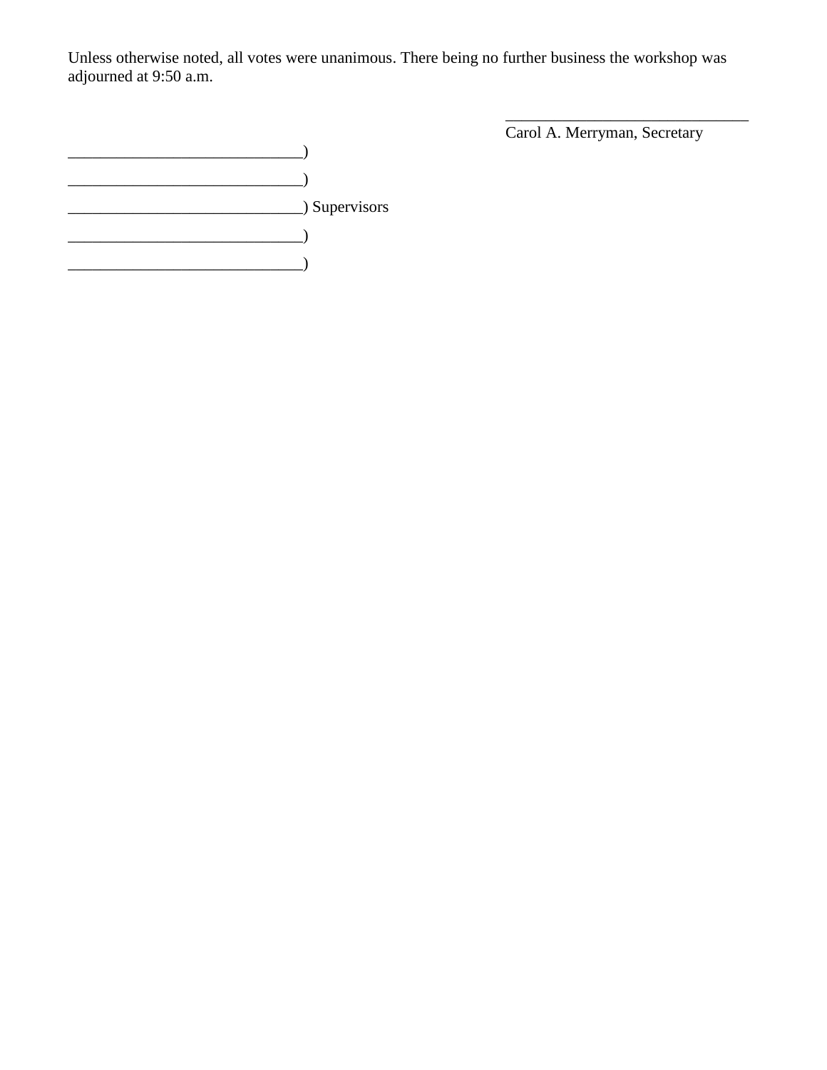Unless otherwise noted, all votes were unanimous. There being no further business the workshop was adjourned at 9:50 a.m.

_______________________________
Carol A. Merryman, Secretary

______________________________)
______________________________)
______________________________) Supervisors
______________________________)
______________________________)